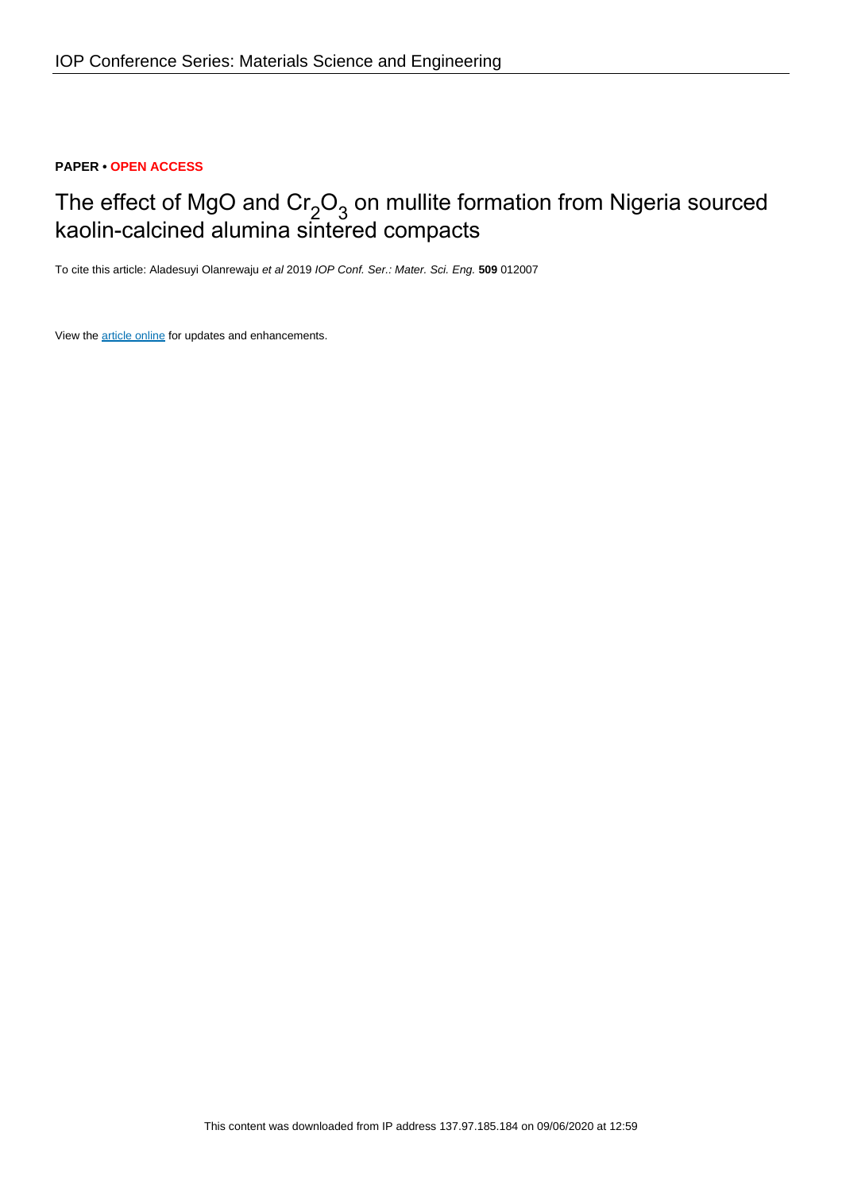**PAPER • OPEN ACCESS**

# The effect of MgO and $Cr_2O_3$ on mullite formation from Nigeria sourced kaolin-calcined alumina sintered compacts

To cite this article: Aladesuyi Olanrewaju *et al* 2019 *IOP Conf. Ser.: Mater. Sci. Eng.* **509** 012007

View the article online for updates and enhancements.

This content was downloaded from IP address 137.97.185.184 on 09/06/2020 at 12:59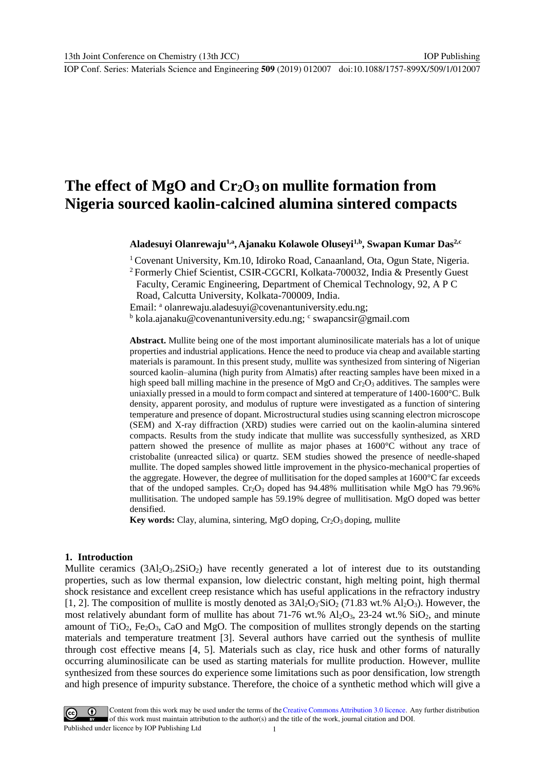# The effect of MgO and $Cr_2O_3$ on mullite formation from Nigeria sourced kaolin-calcined alumina sintered compacts

**Aladesuyi Olanrewaju[1,a], Ajanaku Kolawole Oluseyi[1,b], Swapan Kumar Das[2,c]**

[1] Covenant University, Km.10, Idiroko Road, Canaanland, Ota, Ogun State, Nigeria.
[2] Formerly Chief Scientist, CSIR-CGCRI, Kolkata-700032, India & Presently Guest Faculty, Ceramic Engineering, Department of Chemical Technology, 92, A P C Road, Calcutta University, Kolkata-700009, India.

Email: [a] olanrewaju.aladesuyi@covenantuniversity.edu.ng;
[b] kola.ajanaku@covenantuniversity.edu.ng; [c] swapancsir@gmail.com

**Abstract.** Mullite being one of the most important aluminosilicate materials has a lot of unique properties and industrial applications. Hence the need to produce via cheap and available starting materials is paramount. In this present study, mullite was synthesized from sintering of Nigerian sourced kaolin–alumina (high purity from Almatis) after reacting samples have been mixed in a high speed ball milling machine in the presence of MgO and $Cr_2O_3$ additives. The samples were uniaxially pressed in a mould to form compact and sintered at temperature of 1400-1600°C. Bulk density, apparent porosity, and modulus of rupture were investigated as a function of sintering temperature and presence of dopant. Microstructural studies using scanning electron microscope (SEM) and X-ray diffraction (XRD) studies were carried out on the kaolin-alumina sintered compacts. Results from the study indicate that mullite was successfully synthesized, as XRD pattern showed the presence of mullite as major phases at 1600°C without any trace of cristobalite (unreacted silica) or quartz. SEM studies showed the presence of needle-shaped mullite. The doped samples showed little improvement in the physico-mechanical properties of the aggregate. However, the degree of mullitisation for the doped samples at 1600°C far exceeds that of the undoped samples. $Cr_2O_3$ doped has 94.48% mullitisation while MgO has 79.96% mullitisation. The undoped sample has 59.19% degree of mullitisation. MgO doped was better densified.

**Key words:** Clay, alumina, sintering, MgO doping, $Cr_2O_3$ doping, mullite

## 1. Introduction

Mullite ceramics ($3Al_2O_3.2SiO_2$) have recently generated a lot of interest due to its outstanding properties, such as low thermal expansion, low dielectric constant, high melting point, high thermal shock resistance and excellent creep resistance which has useful applications in the refractory industry [1, 2]. The composition of mullite is mostly denoted as $3Al_2O_3 \cdot SiO_2$ (71.83 wt.% $Al_2O_3$). However, the most relatively abundant form of mullite has about 71-76 wt.% $Al_2O_3$, 23-24 wt.% $SiO_2$, and minute amount of $TiO_2$, $Fe_2O_3$, CaO and MgO. The composition of mullites strongly depends on the starting materials and temperature treatment [3]. Several authors have carried out the synthesis of mullite through cost effective means [4, 5]. Materials such as clay, rice husk and other forms of naturally occurring aluminosilicate can be used as starting materials for mullite production. However, mullite synthesized from these sources do experience some limitations such as poor densification, low strength and high presence of impurity substance. Therefore, the choice of a synthetic method which will give a

Content from this work may be used under the terms of the Creative Commons Attribution 3.0 licence. Any further distribution of this work must maintain attribution to the author(s) and the title of the work, journal citation and DOI.
Published under licence by IOP Publishing Ltd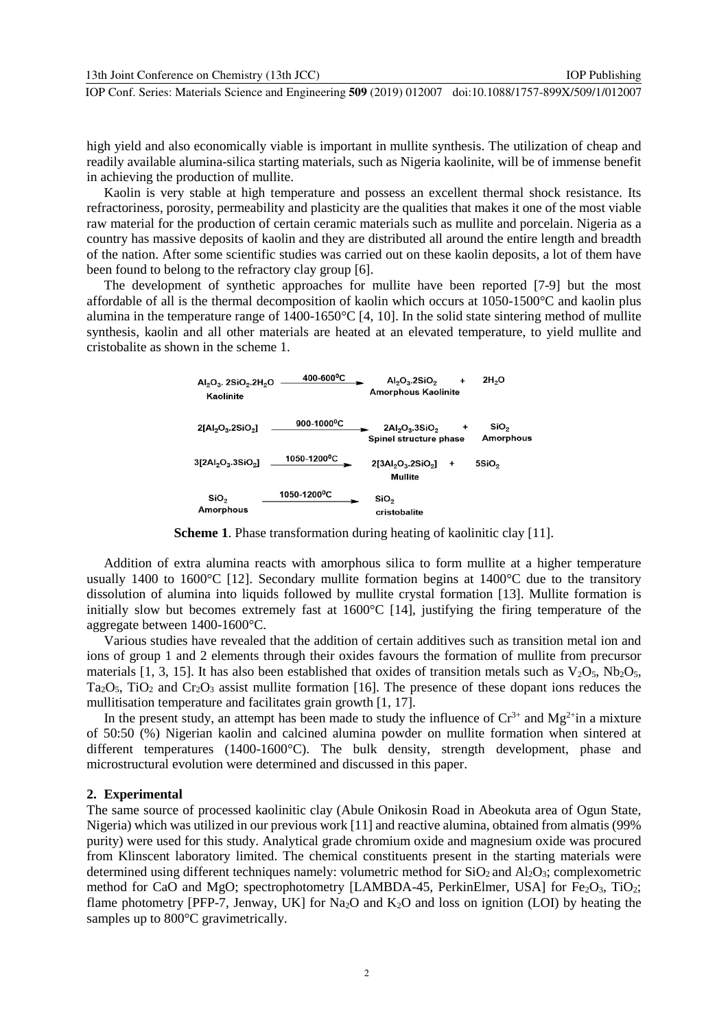high yield and also economically viable is important in mullite synthesis. The utilization of cheap and readily available alumina-silica starting materials, such as Nigeria kaolinite, will be of immense benefit in achieving the production of mullite.

Kaolin is very stable at high temperature and possess an excellent thermal shock resistance. Its refractoriness, porosity, permeability and plasticity are the qualities that makes it one of the most viable raw material for the production of certain ceramic materials such as mullite and porcelain. Nigeria as a country has massive deposits of kaolin and they are distributed all around the entire length and breadth of the nation. After some scientific studies was carried out on these kaolin deposits, a lot of them have been found to belong to the refractory clay group [6].

The development of synthetic approaches for mullite have been reported [7-9] but the most affordable of all is the thermal decomposition of kaolin which occurs at 1050-1500°C and kaolin plus alumina in the temperature range of 1400-1650°C [4, 10]. In the solid state sintering method of mullite synthesis, kaolin and all other materials are heated at an elevated temperature, to yield mullite and cristobalite as shown in the scheme 1.

$$\underset{\text{Kaolinite}}{Al_2O_3.2SiO_2.2H_2O} \xrightarrow{400\text{-}600^0C} \underset{\text{Amorphous Kaolinite}}{Al_2O_3.2SiO_2} + 2H_2O$$

$$2[Al_2O_3.2SiO_2] \xrightarrow{900\text{-}1000^0C} \underset{\text{Spinel structure phase}}{2Al_2O_3.3SiO_2} + \underset{\text{Amorphous}}{SiO_2}$$

$$3[2Al_2O_3.3SiO_2] \xrightarrow{1050\text{-}1200^0C} \underset{\text{Mullite}}{2[3Al_2O_3.2SiO_2]} + 5SiO_2$$

$$\underset{\text{Amorphous}}{SiO_2} \xrightarrow{1050\text{-}1200^0C} \underset{\text{cristobalite}}{SiO_2}$$

**Scheme 1**. Phase transformation during heating of kaolinitic clay [11].

Addition of extra alumina reacts with amorphous silica to form mullite at a higher temperature usually 1400 to 1600°C [12]. Secondary mullite formation begins at 1400°C due to the transitory dissolution of alumina into liquids followed by mullite crystal formation [13]. Mullite formation is initially slow but becomes extremely fast at 1600°C [14], justifying the firing temperature of the aggregate between 1400-1600°C.

Various studies have revealed that the addition of certain additives such as transition metal ion and ions of group 1 and 2 elements through their oxides favours the formation of mullite from precursor materials [1, 3, 15]. It has also been established that oxides of transition metals such as $V_2O_5$, $Nb_2O_5$, $Ta_2O_5$, $TiO_2$ and $Cr_2O_3$ assist mullite formation [16]. The presence of these dopant ions reduces the mullitisation temperature and facilitates grain growth [1, 17].

In the present study, an attempt has been made to study the influence of $Cr^{3+}$ and $Mg^{2+}$in a mixture of 50:50 (%) Nigerian kaolin and calcined alumina powder on mullite formation when sintered at different temperatures (1400-1600°C). The bulk density, strength development, phase and microstructural evolution were determined and discussed in this paper.

## 2. Experimental

The same source of processed kaolinitic clay (Abule Onikosin Road in Abeokuta area of Ogun State, Nigeria) which was utilized in our previous work [11] and reactive alumina, obtained from almatis (99% purity) were used for this study. Analytical grade chromium oxide and magnesium oxide was procured from Klinscent laboratory limited. The chemical constituents present in the starting materials were determined using different techniques namely: volumetric method for $SiO_2$ and $Al_2O_3$; complexometric method for CaO and MgO; spectrophotometry [LAMBDA-45, PerkinElmer, USA] for $Fe_2O_3$, $TiO_2$; flame photometry [PFP-7, Jenway, UK] for $Na_2O$ and $K_2O$ and loss on ignition (LOI) by heating the samples up to 800°C gravimetrically.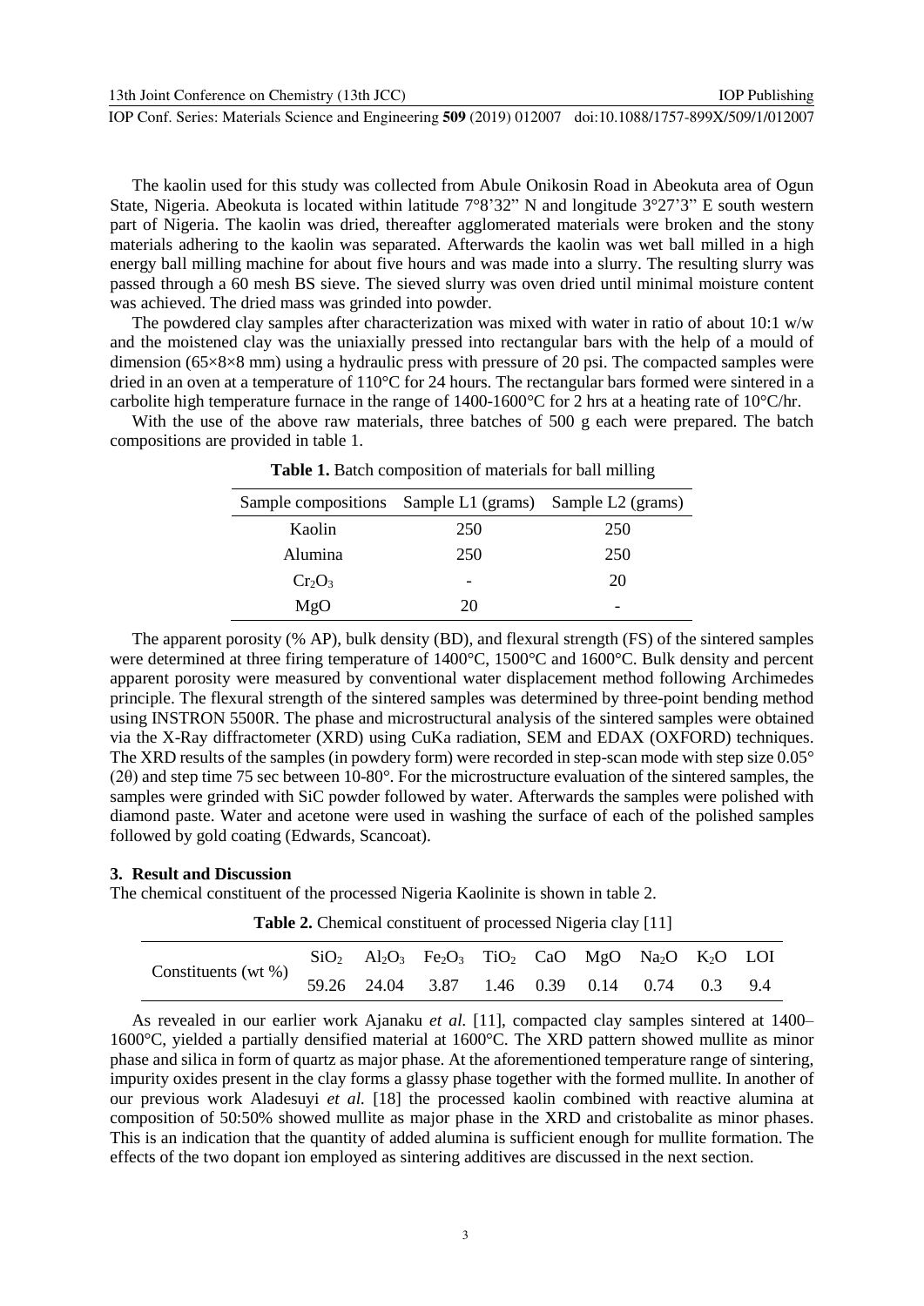The kaolin used for this study was collected from Abule Onikosin Road in Abeokuta area of Ogun State, Nigeria. Abeokuta is located within latitude 7°8'32" N and longitude 3°27'3" E south western part of Nigeria. The kaolin was dried, thereafter agglomerated materials were broken and the stony materials adhering to the kaolin was separated. Afterwards the kaolin was wet ball milled in a high energy ball milling machine for about five hours and was made into a slurry. The resulting slurry was passed through a 60 mesh BS sieve. The sieved slurry was oven dried until minimal moisture content was achieved. The dried mass was grinded into powder.

The powdered clay samples after characterization was mixed with water in ratio of about 10:1 w/w and the moistened clay was the uniaxially pressed into rectangular bars with the help of a mould of dimension (65×8×8 mm) using a hydraulic press with pressure of 20 psi. The compacted samples were dried in an oven at a temperature of 110°C for 24 hours. The rectangular bars formed were sintered in a carbolite high temperature furnace in the range of 1400-1600°C for 2 hrs at a heating rate of 10°C/hr.

With the use of the above raw materials, three batches of 500 g each were prepared. The batch compositions are provided in table 1.

**Table 1.** Batch composition of materials for ball milling

| Sample compositions | Sample L1 (grams) | Sample L2 (grams) |
|---|---|---|
| Kaolin | 250 | 250 |
| Alumina | 250 | 250 |
| $Cr_2O_3$ | - | 20 |
| MgO | 20 | - |

The apparent porosity (% AP), bulk density (BD), and flexural strength (FS) of the sintered samples were determined at three firing temperature of 1400°C, 1500°C and 1600°C. Bulk density and percent apparent porosity were measured by conventional water displacement method following Archimedes principle. The flexural strength of the sintered samples was determined by three-point bending method using INSTRON 5500R. The phase and microstructural analysis of the sintered samples were obtained via the X-Ray diffractometer (XRD) using CuKa radiation, SEM and EDAX (OXFORD) techniques. The XRD results of the samples (in powdery form) were recorded in step-scan mode with step size 0.05° (2θ) and step time 75 sec between 10-80°. For the microstructure evaluation of the sintered samples, the samples were grinded with SiC powder followed by water. Afterwards the samples were polished with diamond paste. Water and acetone were used in washing the surface of each of the polished samples followed by gold coating (Edwards, Scancoat).

## 3. Result and Discussion

The chemical constituent of the processed Nigeria Kaolinite is shown in table 2.

**Table 2.** Chemical constituent of processed Nigeria clay [11]

| | $SiO_2$ | $Al_2O_3$ | $Fe_2O_3$ | $TiO_2$ | CaO | MgO | $Na_2O$ | $K_2O$ | LOI |
|---|---|---|---|---|---|---|---|---|---|
| Constituents (wt %) | 59.26 | 24.04 | 3.87 | 1.46 | 0.39 | 0.14 | 0.74 | 0.3 | 9.4 |

As revealed in our earlier work Ajanaku *et al.* [11], compacted clay samples sintered at 1400–1600°C, yielded a partially densified material at 1600°C. The XRD pattern showed mullite as minor phase and silica in form of quartz as major phase. At the aforementioned temperature range of sintering, impurity oxides present in the clay forms a glassy phase together with the formed mullite. In another of our previous work Aladesuyi *et al.* [18] the processed kaolin combined with reactive alumina at composition of 50:50% showed mullite as major phase in the XRD and cristobalite as minor phases. This is an indication that the quantity of added alumina is sufficient enough for mullite formation. The effects of the two dopant ion employed as sintering additives are discussed in the next section.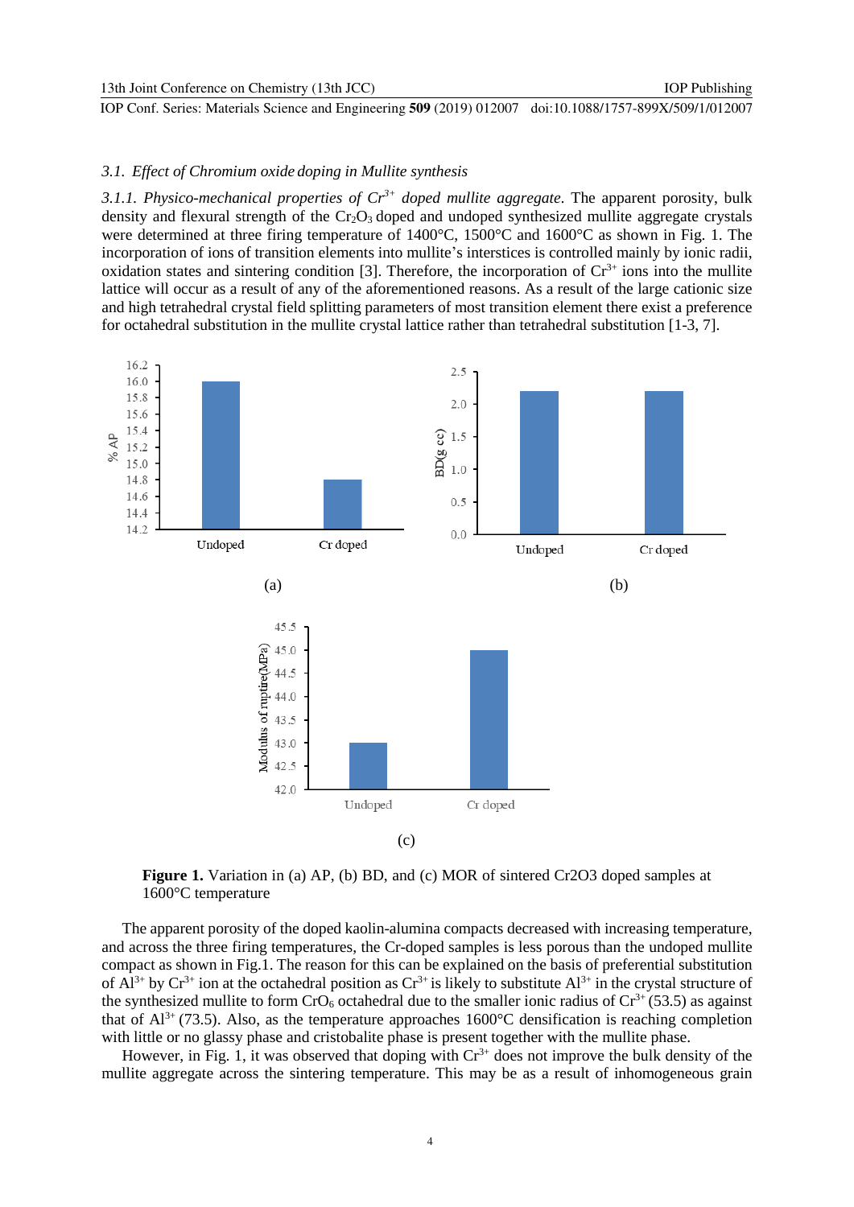### 3.1. Effect of Chromium oxide doping in Mullite synthesis

*3.1.1. Physico-mechanical properties of $Cr^{3+}$ doped mullite aggregate.* The apparent porosity, bulk density and flexural strength of the $Cr_2O_3$ doped and undoped synthesized mullite aggregate crystals were determined at three firing temperature of 1400°C, 1500°C and 1600°C as shown in Fig. 1. The incorporation of ions of transition elements into mullite's interstices is controlled mainly by ionic radii, oxidation states and sintering condition [3]. Therefore, the incorporation of $Cr^{3+}$ ions into the mullite lattice will occur as a result of any of the aforementioned reasons. As a result of the large cationic size and high tetrahedral crystal field splitting parameters of most transition element there exist a preference for octahedral substitution in the mullite crystal lattice rather than tetrahedral substitution [1-3, 7].

**Figure 1.** Variation in (a) AP, (b) BD, and (c) MOR of sintered Cr2O3 doped samples at 1600°C temperature

The apparent porosity of the doped kaolin-alumina compacts decreased with increasing temperature, and across the three firing temperatures, the Cr-doped samples is less porous than the undoped mullite compact as shown in Fig.1. The reason for this can be explained on the basis of preferential substitution of $Al^{3+}$ by $Cr^{3+}$ ion at the octahedral position as $Cr^{3+}$ is likely to substitute $Al^{3+}$ in the crystal structure of the synthesized mullite to form $CrO_6$ octahedral due to the smaller ionic radius of $Cr^{3+}$ (53.5) as against that of $Al^{3+}$ (73.5). Also, as the temperature approaches 1600°C densification is reaching completion with little or no glassy phase and cristobalite phase is present together with the mullite phase.

However, in Fig. 1, it was observed that doping with $Cr^{3+}$ does not improve the bulk density of the mullite aggregate across the sintering temperature. This may be as a result of inhomogeneous grain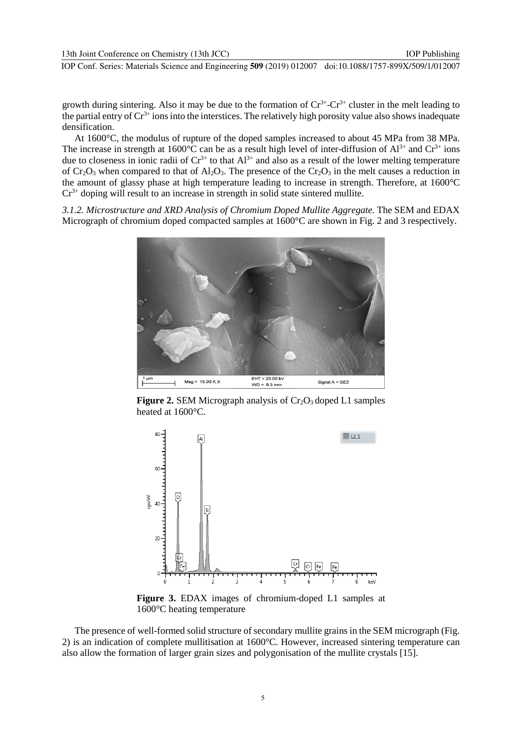growth during sintering. Also it may be due to the formation of $Cr^{3+}$-$Cr^{3+}$ cluster in the melt leading to the partial entry of $Cr^{3+}$ ions into the interstices. The relatively high porosity value also shows inadequate densification.

At 1600°C, the modulus of rupture of the doped samples increased to about 45 MPa from 38 MPa. The increase in strength at 1600°C can be as a result high level of inter-diffusion of $Al^{3+}$ and $Cr^{3+}$ ions due to closeness in ionic radii of $Cr^{3+}$ to that $Al^{3+}$ and also as a result of the lower melting temperature of $Cr_2O_3$ when compared to that of $Al_2O_3$. The presence of the $Cr_2O_3$ in the melt causes a reduction in the amount of glassy phase at high temperature leading to increase in strength. Therefore, at 1600°C $Cr^{3+}$ doping will result to an increase in strength in solid state sintered mullite.

*3.1.2. Microstructure and XRD Analysis of Chromium Doped Mullite Aggregate.* The SEM and EDAX Micrograph of chromium doped compacted samples at 1600°C are shown in Fig. 2 and 3 respectively.

**Figure 2.** SEM Micrograph analysis of $Cr_2O_3$ doped L1 samples heated at 1600°C.

**Figure 3.** EDAX images of chromium-doped L1 samples at 1600°C heating temperature

The presence of well-formed solid structure of secondary mullite grains in the SEM micrograph (Fig. 2) is an indication of complete mullitisation at 1600°C. However, increased sintering temperature can also allow the formation of larger grain sizes and polygonisation of the mullite crystals [15].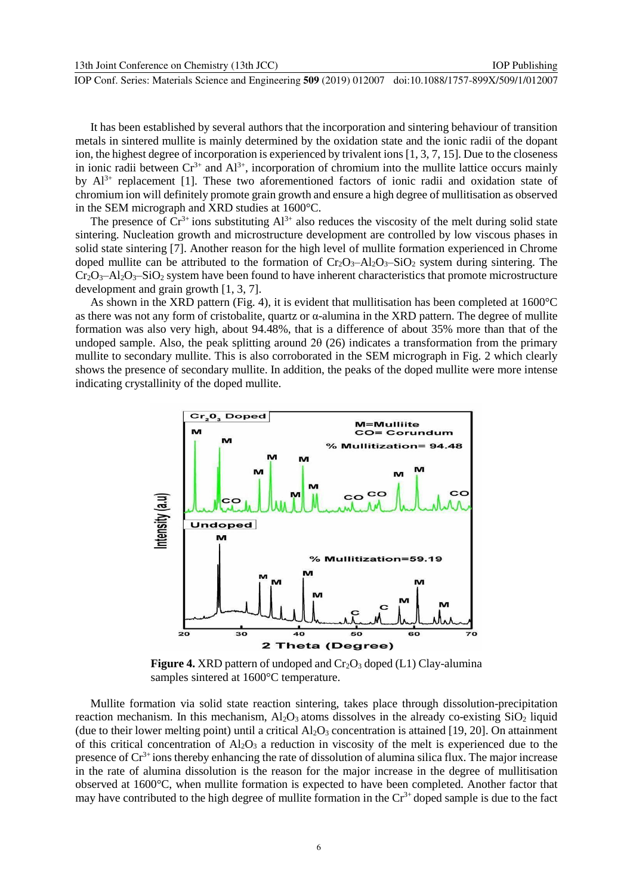It has been established by several authors that the incorporation and sintering behaviour of transition metals in sintered mullite is mainly determined by the oxidation state and the ionic radii of the dopant ion, the highest degree of incorporation is experienced by trivalent ions [1, 3, 7, 15]. Due to the closeness in ionic radii between $Cr^{3+}$ and $Al^{3+}$, incorporation of chromium into the mullite lattice occurs mainly by $Al^{3+}$ replacement [1]. These two aforementioned factors of ionic radii and oxidation state of chromium ion will definitely promote grain growth and ensure a high degree of mullitisation as observed in the SEM micrograph and XRD studies at 1600°C.

The presence of $Cr^{3+}$ ions substituting $Al^{3+}$ also reduces the viscosity of the melt during solid state sintering. Nucleation growth and microstructure development are controlled by low viscous phases in solid state sintering [7]. Another reason for the high level of mullite formation experienced in Chrome doped mullite can be attributed to the formation of $Cr_2O_3$–$Al_2O_3$–$SiO_2$ system during sintering. The $Cr_2O_3$–$Al_2O_3$–$SiO_2$ system have been found to have inherent characteristics that promote microstructure development and grain growth [1, 3, 7].

As shown in the XRD pattern (Fig. 4), it is evident that mullitisation has been completed at 1600°C as there was not any form of cristobalite, quartz or α-alumina in the XRD pattern. The degree of mullite formation was also very high, about 94.48%, that is a difference of about 35% more than that of the undoped sample. Also, the peak splitting around 2θ (26) indicates a transformation from the primary mullite to secondary mullite. This is also corroborated in the SEM micrograph in Fig. 2 which clearly shows the presence of secondary mullite. In addition, the peaks of the doped mullite were more intense indicating crystallinity of the doped mullite.

**Figure 4.** XRD pattern of undoped and $Cr_2O_3$ doped (L1) Clay-alumina samples sintered at 1600°C temperature.

Mullite formation via solid state reaction sintering, takes place through dissolution-precipitation reaction mechanism. In this mechanism, $Al_2O_3$ atoms dissolves in the already co-existing $SiO_2$ liquid (due to their lower melting point) until a critical $Al_2O_3$ concentration is attained [19, 20]. On attainment of this critical concentration of $Al_2O_3$ a reduction in viscosity of the melt is experienced due to the presence of $Cr^{3+}$ ions thereby enhancing the rate of dissolution of alumina silica flux. The major increase in the rate of alumina dissolution is the reason for the major increase in the degree of mullitisation observed at 1600°C, when mullite formation is expected to have been completed. Another factor that may have contributed to the high degree of mullite formation in the $Cr^{3+}$ doped sample is due to the fact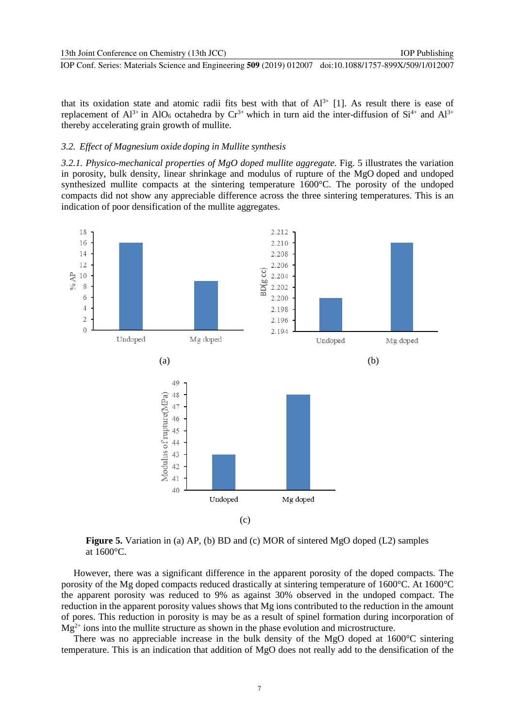that its oxidation state and atomic radii fits best with that of $Al^{3+}$ [1]. As result there is ease of replacement of $Al^{3+}$ in $AlO_6$ octahedra by $Cr^{3+}$ which in turn aid the inter-diffusion of $Si^{4+}$ and $Al^{3+}$ thereby accelerating grain growth of mullite.

### *3.2. Effect of Magnesium oxide doping in Mullite synthesis*

*3.2.1. Physico-mechanical properties of MgO doped mullite aggregate.* Fig. 5 illustrates the variation in porosity, bulk density, linear shrinkage and modulus of rupture of the MgO doped and undoped synthesized mullite compacts at the sintering temperature 1600°C. The porosity of the undoped compacts did not show any appreciable difference across the three sintering temperatures. This is an indication of poor densification of the mullite aggregates.

**Figure 5.** Variation in (a) AP, (b) BD and (c) MOR of sintered MgO doped (L2) samples at 1600°C.

However, there was a significant difference in the apparent porosity of the doped compacts. The porosity of the Mg doped compacts reduced drastically at sintering temperature of 1600°C. At 1600°C the apparent porosity was reduced to 9% as against 30% observed in the undoped compact. The reduction in the apparent porosity values shows that Mg ions contributed to the reduction in the amount of pores. This reduction in porosity is may be as a result of spinel formation during incorporation of $Mg^{2+}$ ions into the mullite structure as shown in the phase evolution and microstructure.

There was no appreciable increase in the bulk density of the MgO doped at 1600°C sintering temperature. This is an indication that addition of MgO does not really add to the densification of the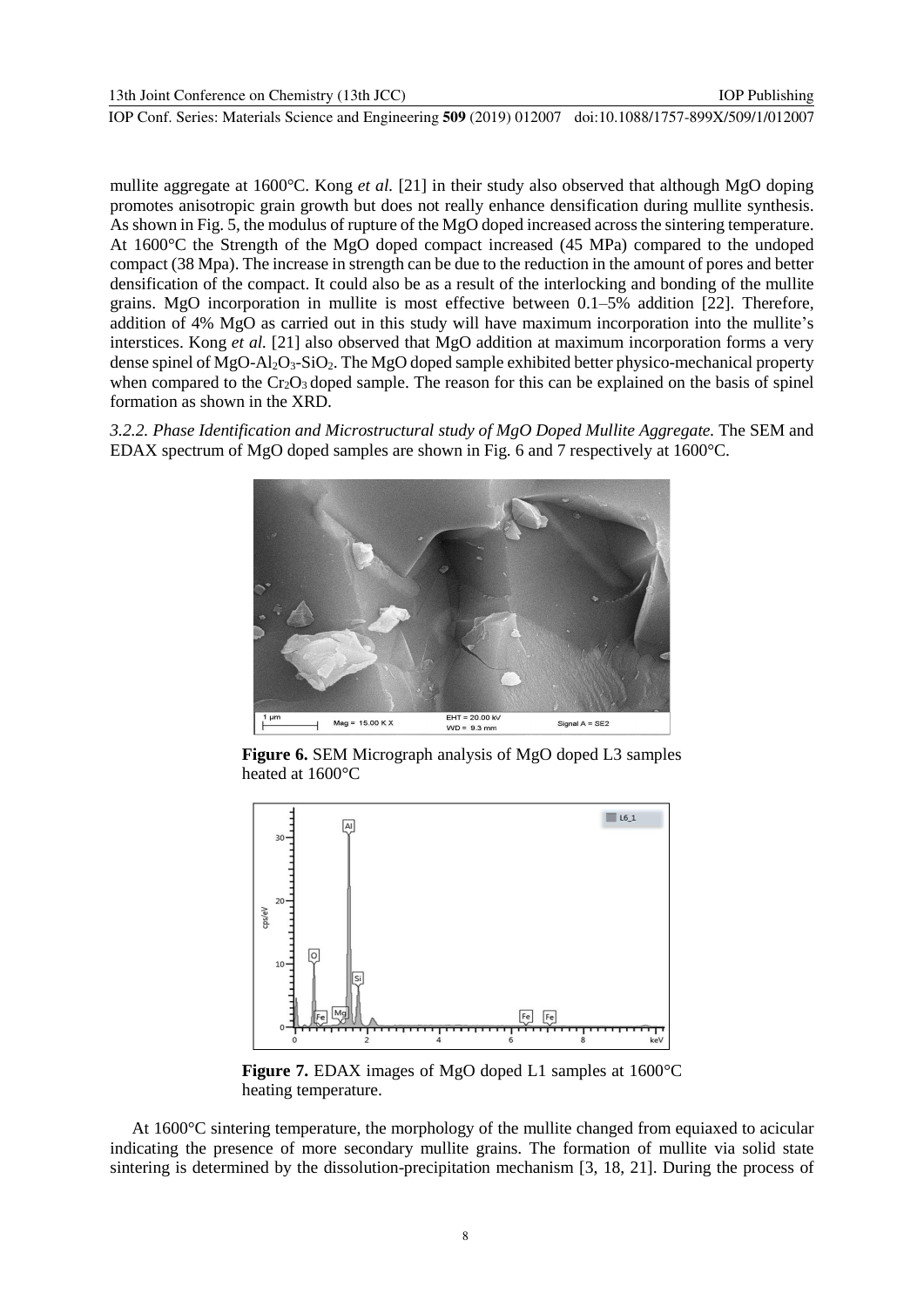mullite aggregate at 1600°C. Kong *et al.* [21] in their study also observed that although MgO doping promotes anisotropic grain growth but does not really enhance densification during mullite synthesis. As shown in Fig. 5, the modulus of rupture of the MgO doped increased across the sintering temperature. At 1600°C the Strength of the MgO doped compact increased (45 MPa) compared to the undoped compact (38 Mpa). The increase in strength can be due to the reduction in the amount of pores and better densification of the compact. It could also be as a result of the interlocking and bonding of the mullite grains. MgO incorporation in mullite is most effective between 0.1–5% addition [22]. Therefore, addition of 4% MgO as carried out in this study will have maximum incorporation into the mullite's interstices. Kong *et al.* [21] also observed that MgO addition at maximum incorporation forms a very dense spinel of MgO-$Al_2O_3$-$SiO_2$. The MgO doped sample exhibited better physico-mechanical property when compared to the $Cr_2O_3$ doped sample. The reason for this can be explained on the basis of spinel formation as shown in the XRD.

*3.2.2. Phase Identification and Microstructural study of MgO Doped Mullite Aggregate.* The SEM and EDAX spectrum of MgO doped samples are shown in Fig. 6 and 7 respectively at 1600°C.

**Figure 6.** SEM Micrograph analysis of MgO doped L3 samples heated at 1600°C

**Figure 7.** EDAX images of MgO doped L1 samples at 1600°C heating temperature.

At 1600°C sintering temperature, the morphology of the mullite changed from equiaxed to acicular indicating the presence of more secondary mullite grains. The formation of mullite via solid state sintering is determined by the dissolution-precipitation mechanism [3, 18, 21]. During the process of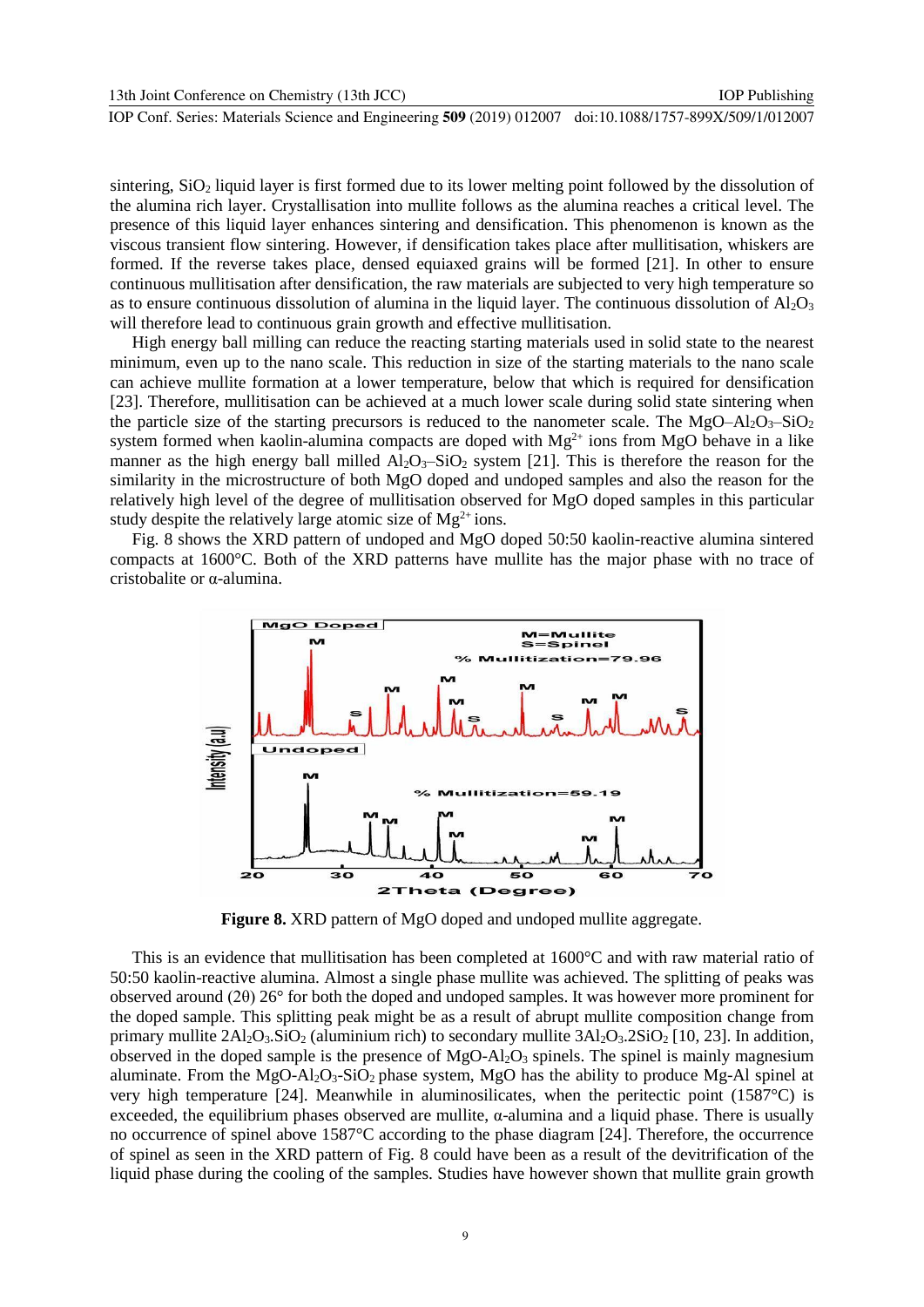sintering, $SiO_2$ liquid layer is first formed due to its lower melting point followed by the dissolution of the alumina rich layer. Crystallisation into mullite follows as the alumina reaches a critical level. The presence of this liquid layer enhances sintering and densification. This phenomenon is known as the viscous transient flow sintering. However, if densification takes place after mullitisation, whiskers are formed. If the reverse takes place, densed equiaxed grains will be formed [21]. In other to ensure continuous mullitisation after densification, the raw materials are subjected to very high temperature so as to ensure continuous dissolution of alumina in the liquid layer. The continuous dissolution of $Al_2O_3$ will therefore lead to continuous grain growth and effective mullitisation.

High energy ball milling can reduce the reacting starting materials used in solid state to the nearest minimum, even up to the nano scale. This reduction in size of the starting materials to the nano scale can achieve mullite formation at a lower temperature, below that which is required for densification [23]. Therefore, mullitisation can be achieved at a much lower scale during solid state sintering when the particle size of the starting precursors is reduced to the nanometer scale. The $MgO–Al_2O_3–SiO_2$ system formed when kaolin-alumina compacts are doped with $Mg^{2+}$ ions from MgO behave in a like manner as the high energy ball milled $Al_2O_3–SiO_2$ system [21]. This is therefore the reason for the similarity in the microstructure of both MgO doped and undoped samples and also the reason for the relatively high level of the degree of mullitisation observed for MgO doped samples in this particular study despite the relatively large atomic size of $Mg^{2+}$ ions.

Fig. 8 shows the XRD pattern of undoped and MgO doped 50:50 kaolin-reactive alumina sintered compacts at 1600°C. Both of the XRD patterns have mullite has the major phase with no trace of cristobalite or α-alumina.

**Figure 8.** XRD pattern of MgO doped and undoped mullite aggregate.

This is an evidence that mullitisation has been completed at 1600°C and with raw material ratio of 50:50 kaolin-reactive alumina. Almost a single phase mullite was achieved. The splitting of peaks was observed around (2θ) 26° for both the doped and undoped samples. It was however more prominent for the doped sample. This splitting peak might be as a result of abrupt mullite composition change from primary mullite $2Al_2O_3.SiO_2$ (aluminium rich) to secondary mullite $3Al_2O_3.2SiO_2$ [10, 23]. In addition, observed in the doped sample is the presence of $MgO-Al_2O_3$ spinels. The spinel is mainly magnesium aluminate. From the $MgO-Al_2O_3-SiO_2$ phase system, MgO has the ability to produce Mg-Al spinel at very high temperature [24]. Meanwhile in aluminosilicates, when the peritectic point (1587°C) is exceeded, the equilibrium phases observed are mullite, α-alumina and a liquid phase. There is usually no occurrence of spinel above 1587°C according to the phase diagram [24]. Therefore, the occurrence of spinel as seen in the XRD pattern of Fig. 8 could have been as a result of the devitrification of the liquid phase during the cooling of the samples. Studies have however shown that mullite grain growth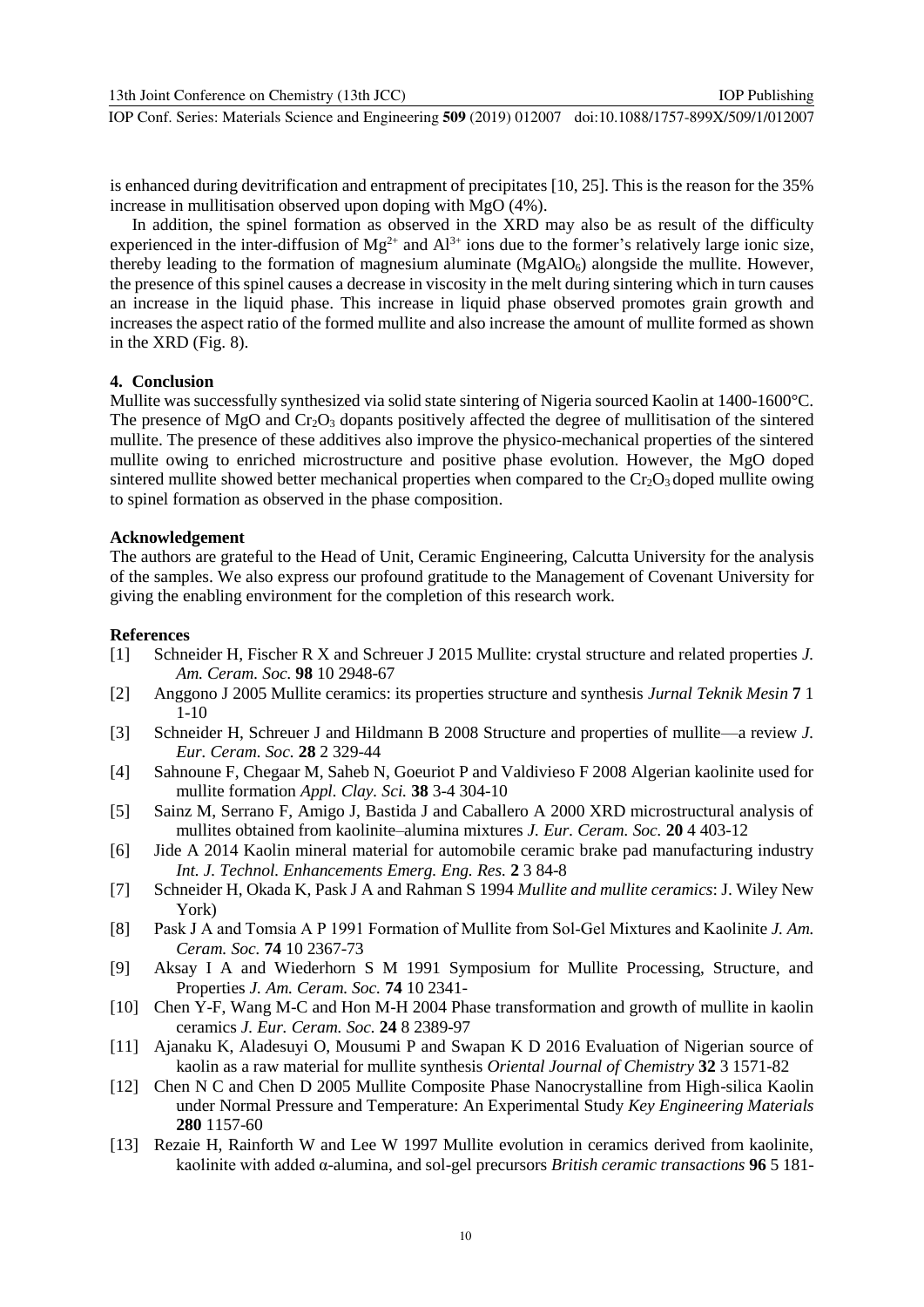is enhanced during devitrification and entrapment of precipitates [10, 25]. This is the reason for the 35% increase in mullitisation observed upon doping with MgO (4%).

In addition, the spinel formation as observed in the XRD may also be as result of the difficulty experienced in the inter-diffusion of $Mg^{2+}$ and $Al^{3+}$ ions due to the former's relatively large ionic size, thereby leading to the formation of magnesium aluminate ($MgAlO_6$) alongside the mullite. However, the presence of this spinel causes a decrease in viscosity in the melt during sintering which in turn causes an increase in the liquid phase. This increase in liquid phase observed promotes grain growth and increases the aspect ratio of the formed mullite and also increase the amount of mullite formed as shown in the XRD (Fig. 8).

## 4. Conclusion

Mullite was successfully synthesized via solid state sintering of Nigeria sourced Kaolin at 1400-1600°C. The presence of MgO and $Cr_2O_3$ dopants positively affected the degree of mullitisation of the sintered mullite. The presence of these additives also improve the physico-mechanical properties of the sintered mullite owing to enriched microstructure and positive phase evolution. However, the MgO doped sintered mullite showed better mechanical properties when compared to the $Cr_2O_3$ doped mullite owing to spinel formation as observed in the phase composition.

## Acknowledgement

The authors are grateful to the Head of Unit, Ceramic Engineering, Calcutta University for the analysis of the samples. We also express our profound gratitude to the Management of Covenant University for giving the enabling environment for the completion of this research work.

## References

[1] Schneider H, Fischer R X and Schreuer J 2015 Mullite: crystal structure and related properties *J. Am. Ceram. Soc.* **98** 10 2948-67

[2] Anggono J 2005 Mullite ceramics: its properties structure and synthesis *Jurnal Teknik Mesin* **7** 1 1-10

[3] Schneider H, Schreuer J and Hildmann B 2008 Structure and properties of mullite—a review *J. Eur. Ceram. Soc.* **28** 2 329-44

[4] Sahnoune F, Chegaar M, Saheb N, Goeuriot P and Valdivieso F 2008 Algerian kaolinite used for mullite formation *Appl. Clay. Sci.* **38** 3-4 304-10

[5] Sainz M, Serrano F, Amigo J, Bastida J and Caballero A 2000 XRD microstructural analysis of mullites obtained from kaolinite–alumina mixtures *J. Eur. Ceram. Soc.* **20** 4 403-12

[6] Jide A 2014 Kaolin mineral material for automobile ceramic brake pad manufacturing industry *Int. J. Technol. Enhancements Emerg. Eng. Res.* **2** 3 84-8

[7] Schneider H, Okada K, Pask J A and Rahman S 1994 *Mullite and mullite ceramics*: J. Wiley New York)

[8] Pask J A and Tomsia A P 1991 Formation of Mullite from Sol-Gel Mixtures and Kaolinite *J. Am. Ceram. Soc.* **74** 10 2367-73

[9] Aksay I A and Wiederhorn S M 1991 Symposium for Mullite Processing, Structure, and Properties *J. Am. Ceram. Soc.* **74** 10 2341-

[10] Chen Y-F, Wang M-C and Hon M-H 2004 Phase transformation and growth of mullite in kaolin ceramics *J. Eur. Ceram. Soc.* **24** 8 2389-97

[11] Ajanaku K, Aladesuyi O, Mousumi P and Swapan K D 2016 Evaluation of Nigerian source of kaolin as a raw material for mullite synthesis *Oriental Journal of Chemistry* **32** 3 1571-82

[12] Chen N C and Chen D 2005 Mullite Composite Phase Nanocrystalline from High-silica Kaolin under Normal Pressure and Temperature: An Experimental Study *Key Engineering Materials* **280** 1157-60

[13] Rezaie H, Rainforth W and Lee W 1997 Mullite evolution in ceramics derived from kaolinite, kaolinite with added α-alumina, and sol-gel precursors *British ceramic transactions* **96** 5 181-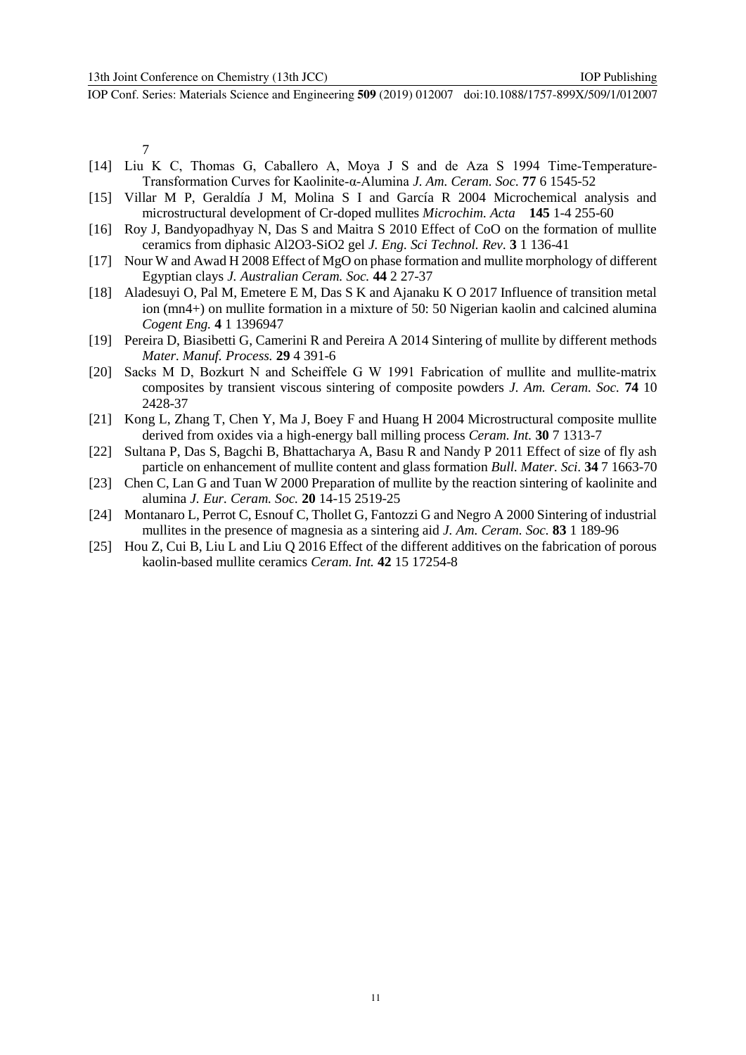7

[14] Liu K C, Thomas G, Caballero A, Moya J S and de Aza S 1994 Time-Temperature-Transformation Curves for Kaolinite-α-Alumina *J. Am. Ceram. Soc.* **77** 6 1545-52

[15] Villar M P, Geraldía J M, Molina S I and García R 2004 Microchemical analysis and microstructural development of Cr-doped mullites *Microchim. Acta* **145** 1-4 255-60

[16] Roy J, Bandyopadhyay N, Das S and Maitra S 2010 Effect of CoO on the formation of mullite ceramics from diphasic Al2O3-SiO2 gel *J. Eng. Sci Technol. Rev.* **3** 1 136-41

[17] Nour W and Awad H 2008 Effect of MgO on phase formation and mullite morphology of different Egyptian clays *J. Australian Ceram. Soc.* **44** 2 27-37

[18] Aladesuyi O, Pal M, Emetere E M, Das S K and Ajanaku K O 2017 Influence of transition metal ion (mn4+) on mullite formation in a mixture of 50: 50 Nigerian kaolin and calcined alumina *Cogent Eng.* **4** 1 1396947

[19] Pereira D, Biasibetti G, Camerini R and Pereira A 2014 Sintering of mullite by different methods *Mater. Manuf. Process.* **29** 4 391-6

[20] Sacks M D, Bozkurt N and Scheiffele G W 1991 Fabrication of mullite and mullite-matrix composites by transient viscous sintering of composite powders *J. Am. Ceram. Soc.* **74** 10 2428-37

[21] Kong L, Zhang T, Chen Y, Ma J, Boey F and Huang H 2004 Microstructural composite mullite derived from oxides via a high-energy ball milling process *Ceram. Int.* **30** 7 1313-7

[22] Sultana P, Das S, Bagchi B, Bhattacharya A, Basu R and Nandy P 2011 Effect of size of fly ash particle on enhancement of mullite content and glass formation *Bull. Mater. Sci.* **34** 7 1663-70

[23] Chen C, Lan G and Tuan W 2000 Preparation of mullite by the reaction sintering of kaolinite and alumina *J. Eur. Ceram. Soc.* **20** 14-15 2519-25

[24] Montanaro L, Perrot C, Esnouf C, Thollet G, Fantozzi G and Negro A 2000 Sintering of industrial mullites in the presence of magnesia as a sintering aid *J. Am. Ceram. Soc.* **83** 1 189-96

[25] Hou Z, Cui B, Liu L and Liu Q 2016 Effect of the different additives on the fabrication of porous kaolin-based mullite ceramics *Ceram. Int.* **42** 15 17254-8